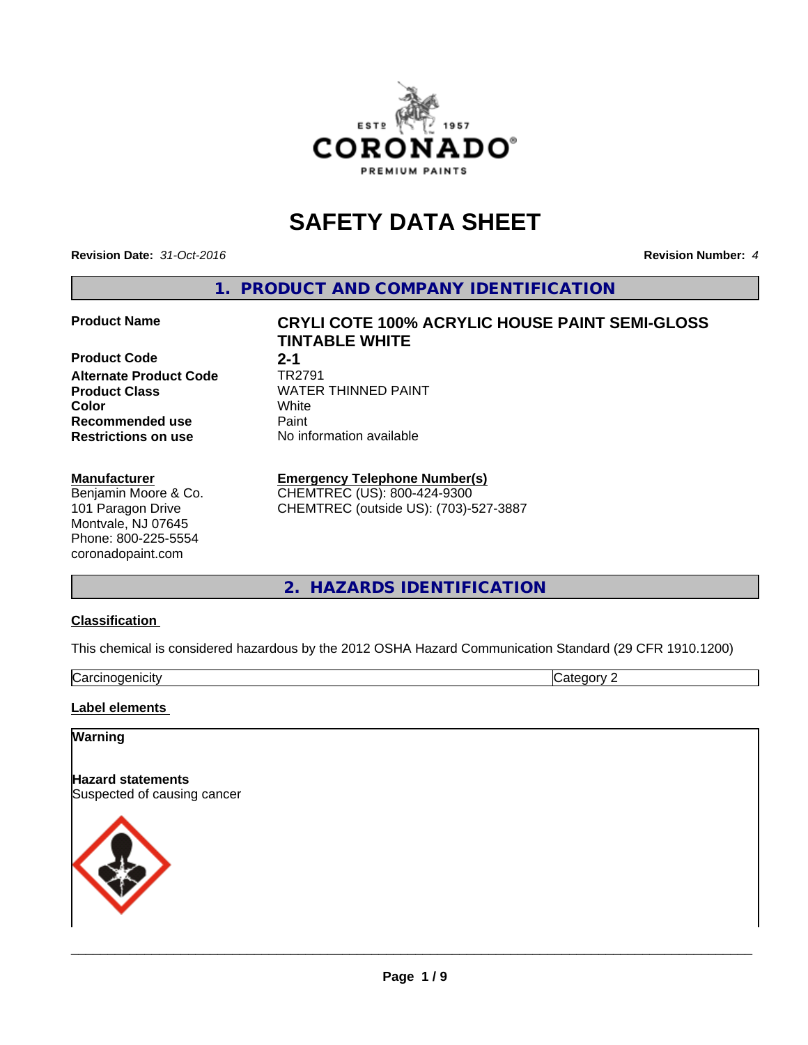# SAFETY DATA SHEET

**Revision Date:** *31-Oct-2016* **Revision Number:** *4*

## 1. PRODUCT AND COMPANY IDENTIFICATION

| | |
|---|---|
| **Product Name** | **CRYLI COTE 100% ACRYLIC HOUSE PAINT SEMI-GLOSS TINTABLE WHITE** |
| **Product Code** | **2-1** |
| **Alternate Product Code** | TR2791 |
| **Product Class** | WATER THINNED PAINT |
| **Color** | White |
| **Recommended use** | Paint |
| **Restrictions on use** | No information available |

**Manufacturer**
Benjamin Moore & Co.
101 Paragon Drive
Montvale, NJ 07645
Phone: 800-225-5554
coronadopaint.com

**Emergency Telephone Number(s)**
CHEMTREC (US): 800-424-9300
CHEMTREC (outside US): (703)-527-3887

## 2. HAZARDS IDENTIFICATION

**Classification**

This chemical is considered hazardous by the 2012 OSHA Hazard Communication Standard (29 CFR 1910.1200)

| | |
|---|---|
| Carcinogenicity | Category 2 |

**Label elements**

**Warning**

**Hazard statements**
Suspected of causing cancer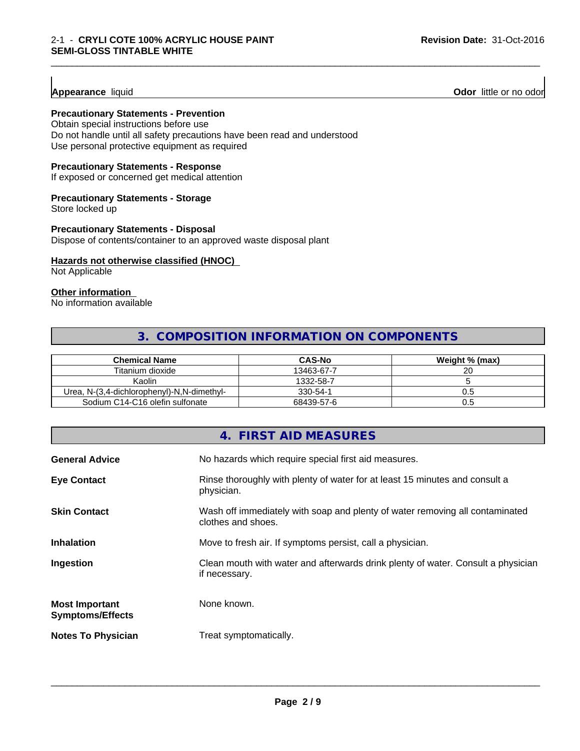**Appearance** liquid **Odor** little or no odor

**Precautionary Statements - Prevention**
Obtain special instructions before use
Do not handle until all safety precautions have been read and understood
Use personal protective equipment as required

**Precautionary Statements - Response**
If exposed or concerned get medical attention

**Precautionary Statements - Storage**
Store locked up

**Precautionary Statements - Disposal**
Dispose of contents/container to an approved waste disposal plant

**Hazards not otherwise classified (HNOC)**
Not Applicable

**Other information**
No information available

## 3. COMPOSITION INFORMATION ON COMPONENTS

| Chemical Name | CAS-No | Weight % (max) |
|---|---|---|
| Titanium dioxide | 13463-67-7 | 20 |
| Kaolin | 1332-58-7 | 5 |
| Urea, N-(3,4-dichlorophenyl)-N,N-dimethyl- | 330-54-1 | 0.5 |
| Sodium C14-C16 olefin sulfonate | 68439-57-6 | 0.5 |

## 4. FIRST AID MEASURES

**General Advice** No hazards which require special first aid measures.

**Eye Contact** Rinse thoroughly with plenty of water for at least 15 minutes and consult a physician.

**Skin Contact** Wash off immediately with soap and plenty of water removing all contaminated clothes and shoes.

**Inhalation** Move to fresh air. If symptoms persist, call a physician.

**Ingestion** Clean mouth with water and afterwards drink plenty of water. Consult a physician if necessary.

**Most Important Symptoms/Effects** None known.

**Notes To Physician** Treat symptomatically.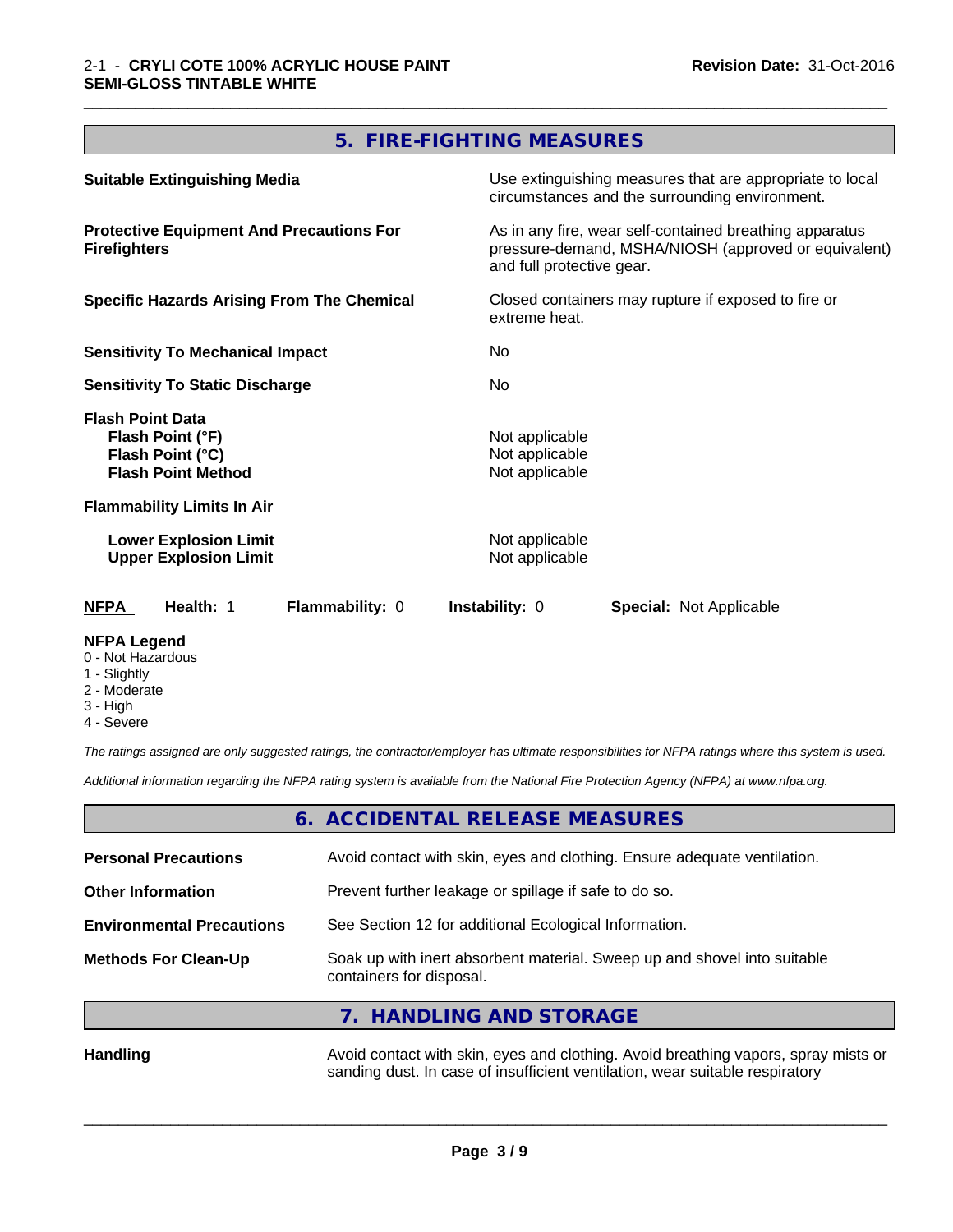## 5. FIRE-FIGHTING MEASURES

| | |
|---|---|
| **Suitable Extinguishing Media** | Use extinguishing measures that are appropriate to local circumstances and the surrounding environment. |
| **Protective Equipment And Precautions For Firefighters** | As in any fire, wear self-contained breathing apparatus pressure-demand, MSHA/NIOSH (approved or equivalent) and full protective gear. |
| **Specific Hazards Arising From The Chemical** | Closed containers may rupture if exposed to fire or extreme heat. |
| **Sensitivity To Mechanical Impact** | No |
| **Sensitivity To Static Discharge** | No |

**Flash Point Data**

| | |
|---|---|
| **Flash Point (°F)** | Not applicable |
| **Flash Point (°C)** | Not applicable |
| **Flash Point Method** | Not applicable |

**Flammability Limits In Air**

| | |
|---|---|
| **Lower Explosion Limit** | Not applicable |
| **Upper Explosion Limit** | Not applicable |

| NFPA | Health: 1 | Flammability: 0 | Instability: 0 | Special: Not Applicable |
|---|---|---|---|---|

**NFPA Legend**
- 0 - Not Hazardous
- 1 - Slightly
- 2 - Moderate
- 3 - High
- 4 - Severe

*The ratings assigned are only suggested ratings, the contractor/employer has ultimate responsibilities for NFPA ratings where this system is used.*

*Additional information regarding the NFPA rating system is available from the National Fire Protection Agency (NFPA) at www.nfpa.org.*

## 6. ACCIDENTAL RELEASE MEASURES

| | |
|---|---|
| **Personal Precautions** | Avoid contact with skin, eyes and clothing. Ensure adequate ventilation. |
| **Other Information** | Prevent further leakage or spillage if safe to do so. |
| **Environmental Precautions** | See Section 12 for additional Ecological Information. |
| **Methods For Clean-Up** | Soak up with inert absorbent material. Sweep up and shovel into suitable containers for disposal. |

## 7. HANDLING AND STORAGE

| | |
|---|---|
| **Handling** | Avoid contact with skin, eyes and clothing. Avoid breathing vapors, spray mists or sanding dust. In case of insufficient ventilation, wear suitable respiratory |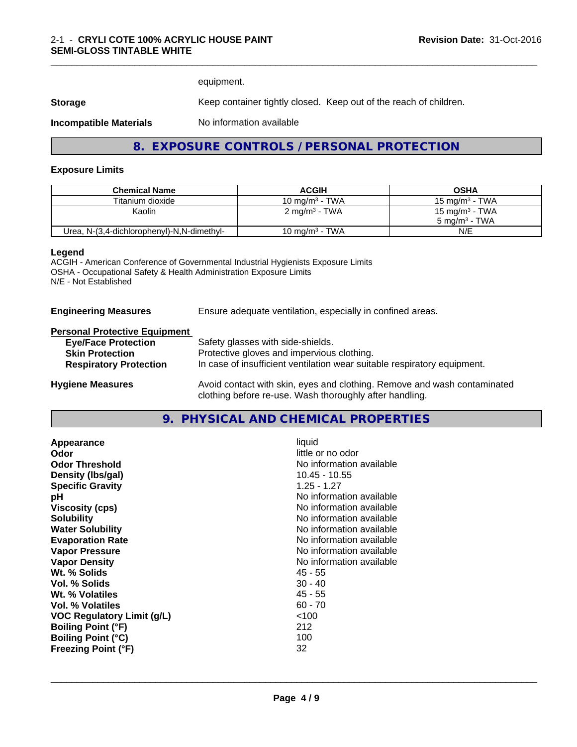equipment.

**Storage** Keep container tightly closed. Keep out of the reach of children.

**Incompatible Materials** No information available

## 8. EXPOSURE CONTROLS / PERSONAL PROTECTION

### Exposure Limits

| Chemical Name | ACGIH | OSHA |
|---|---|---|
| Titanium dioxide | 10 mg/m$^3$ - TWA | 15 mg/m$^3$ - TWA |
| Kaolin | 2 mg/m$^3$ - TWA | 15 mg/m$^3$ - TWA<br>5 mg/m$^3$ - TWA |
| Urea, N-(3,4-dichlorophenyl)-N,N-dimethyl- | 10 mg/m$^3$ - TWA | N/E |

**Legend**
ACGIH - American Conference of Governmental Industrial Hygienists Exposure Limits
OSHA - Occupational Safety & Health Administration Exposure Limits
N/E - Not Established

**Engineering Measures** Ensure adequate ventilation, especially in confined areas.

**Personal Protective Equipment**

- **Eye/Face Protection** Safety glasses with side-shields.
- **Skin Protection** Protective gloves and impervious clothing.
- **Respiratory Protection** In case of insufficient ventilation wear suitable respiratory equipment.

**Hygiene Measures** Avoid contact with skin, eyes and clothing. Remove and wash contaminated clothing before re-use. Wash thoroughly after handling.

## 9. PHYSICAL AND CHEMICAL PROPERTIES

| | |
|---|---|
| **Appearance** | liquid |
| **Odor** | little or no odor |
| **Odor Threshold** | No information available |
| **Density (lbs/gal)** | 10.45 - 10.55 |
| **Specific Gravity** | 1.25 - 1.27 |
| **pH** | No information available |
| **Viscosity (cps)** | No information available |
| **Solubility** | No information available |
| **Water Solubility** | No information available |
| **Evaporation Rate** | No information available |
| **Vapor Pressure** | No information available |
| **Vapor Density** | No information available |
| **Wt. % Solids** | 45 - 55 |
| **Vol. % Solids** | 30 - 40 |
| **Wt. % Volatiles** | 45 - 55 |
| **Vol. % Volatiles** | 60 - 70 |
| **VOC Regulatory Limit (g/L)** | <100 |
| **Boiling Point (°F)** | 212 |
| **Boiling Point (°C)** | 100 |
| **Freezing Point (°F)** | 32 |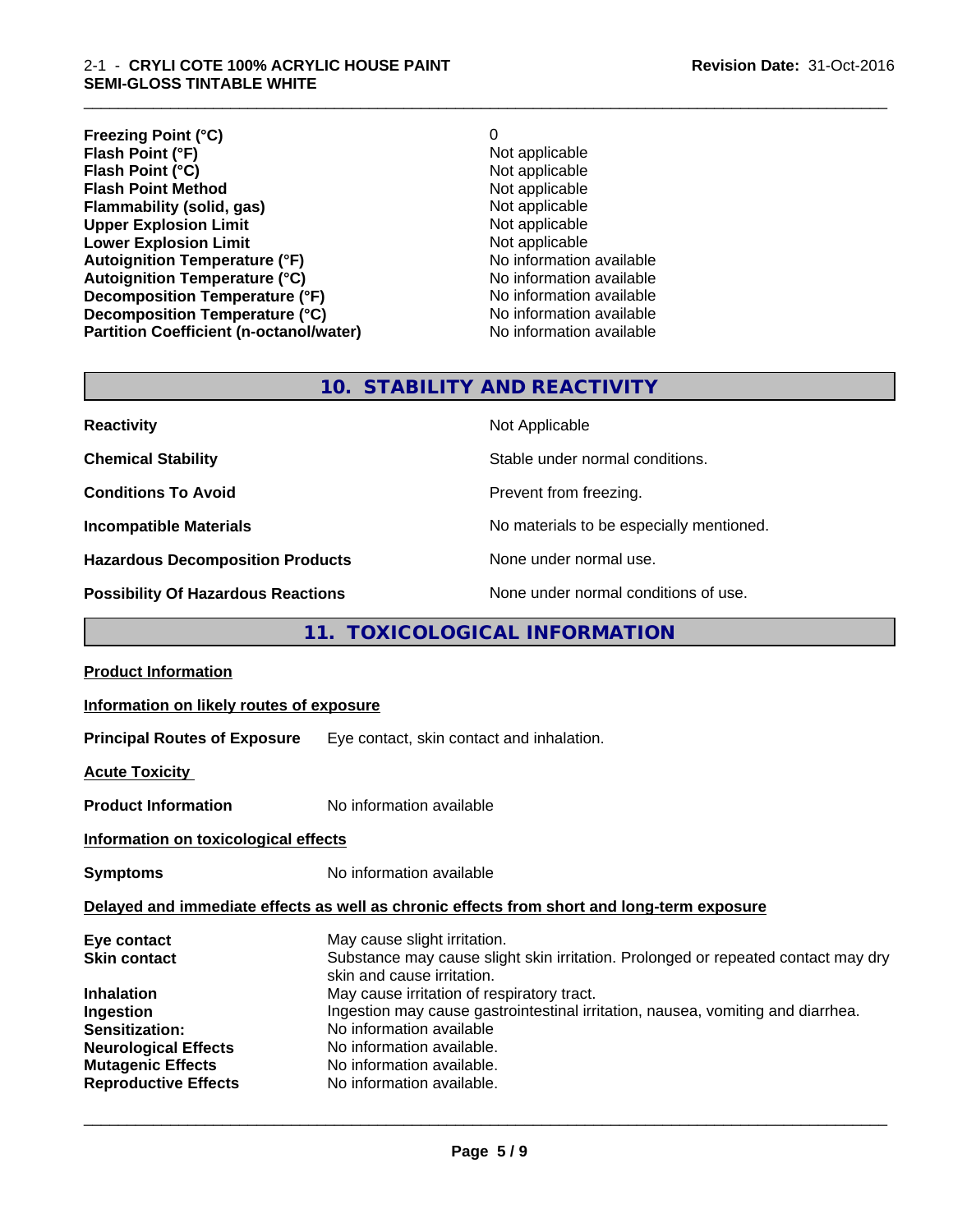| | |
|---|---|
| **Freezing Point (°C)** | 0 |
| **Flash Point (°F)** | Not applicable |
| **Flash Point (°C)** | Not applicable |
| **Flash Point Method** | Not applicable |
| **Flammability (solid, gas)** | Not applicable |
| **Upper Explosion Limit** | Not applicable |
| **Lower Explosion Limit** | Not applicable |
| **Autoignition Temperature (°F)** | No information available |
| **Autoignition Temperature (°C)** | No information available |
| **Decomposition Temperature (°F)** | No information available |
| **Decomposition Temperature (°C)** | No information available |
| **Partition Coefficient (n-octanol/water)** | No information available |

## 10. STABILITY AND REACTIVITY

| | |
|---|---|
| **Reactivity** | Not Applicable |
| **Chemical Stability** | Stable under normal conditions. |
| **Conditions To Avoid** | Prevent from freezing. |
| **Incompatible Materials** | No materials to be especially mentioned. |
| **Hazardous Decomposition Products** | None under normal use. |
| **Possibility Of Hazardous Reactions** | None under normal conditions of use. |

## 11. TOXICOLOGICAL INFORMATION

**Product Information**

**Information on likely routes of exposure**

**Principal Routes of Exposure** Eye contact, skin contact and inhalation.

**Acute Toxicity**

**Product Information** No information available

**Information on toxicological effects**

**Symptoms** No information available

**Delayed and immediate effects as well as chronic effects from short and long-term exposure**

| | |
|---|---|
| **Eye contact** | May cause slight irritation. |
| **Skin contact** | Substance may cause slight skin irritation. Prolonged or repeated contact may dry skin and cause irritation. |
| **Inhalation** | May cause irritation of respiratory tract. |
| **Ingestion** | Ingestion may cause gastrointestinal irritation, nausea, vomiting and diarrhea. |
| **Sensitization:** | No information available |
| **Neurological Effects** | No information available. |
| **Mutagenic Effects** | No information available. |
| **Reproductive Effects** | No information available. |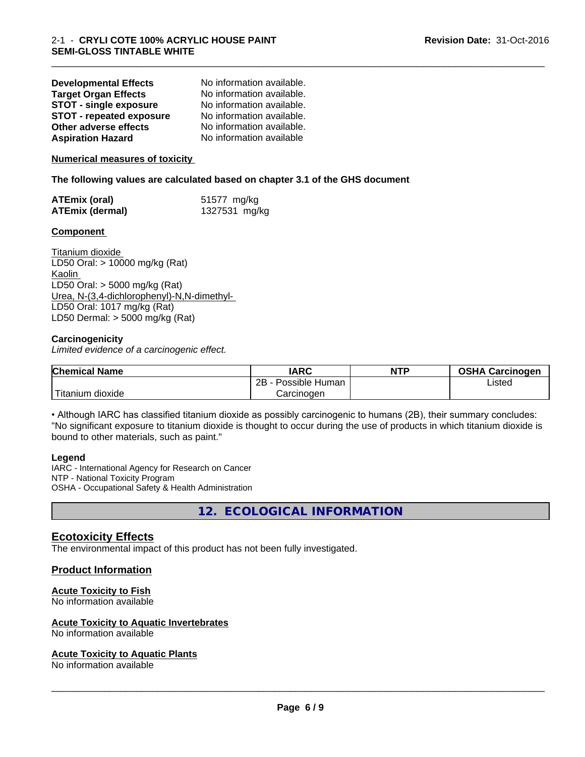| | |
|---|---|
| **Developmental Effects** | No information available. |
| **Target Organ Effects** | No information available. |
| **STOT - single exposure** | No information available. |
| **STOT - repeated exposure** | No information available. |
| **Other adverse effects** | No information available. |
| **Aspiration Hazard** | No information available |

**Numerical measures of toxicity**

**The following values are calculated based on chapter 3.1 of the GHS document**

| | |
|---|---|
| **ATEmix (oral)** | 51577 mg/kg |
| **ATEmix (dermal)** | 1327531 mg/kg |

**Component**

Titanium dioxide
LD50 Oral: > 10000 mg/kg (Rat)
Kaolin
LD50 Oral: > 5000 mg/kg (Rat)
Urea, N-(3,4-dichlorophenyl)-N,N-dimethyl-
LD50 Oral: 1017 mg/kg (Rat)
LD50 Dermal: > 5000 mg/kg (Rat)

**Carcinogenicity**
*Limited evidence of a carcinogenic effect.*

| Chemical Name | IARC | NTP | OSHA Carcinogen |
|---|---|---|---|
| Titanium dioxide | 2B - Possible Human Carcinogen | | Listed |

• Although IARC has classified titanium dioxide as possibly carcinogenic to humans (2B), their summary concludes: "No significant exposure to titanium dioxide is thought to occur during the use of products in which titanium dioxide is bound to other materials, such as paint."

**Legend**
IARC - International Agency for Research on Cancer
NTP - National Toxicity Program
OSHA - Occupational Safety & Health Administration

## 12. ECOLOGICAL INFORMATION

### Ecotoxicity Effects
The environmental impact of this product has not been fully investigated.

### Product Information

**Acute Toxicity to Fish**
No information available

**Acute Toxicity to Aquatic Invertebrates**
No information available

**Acute Toxicity to Aquatic Plants**
No information available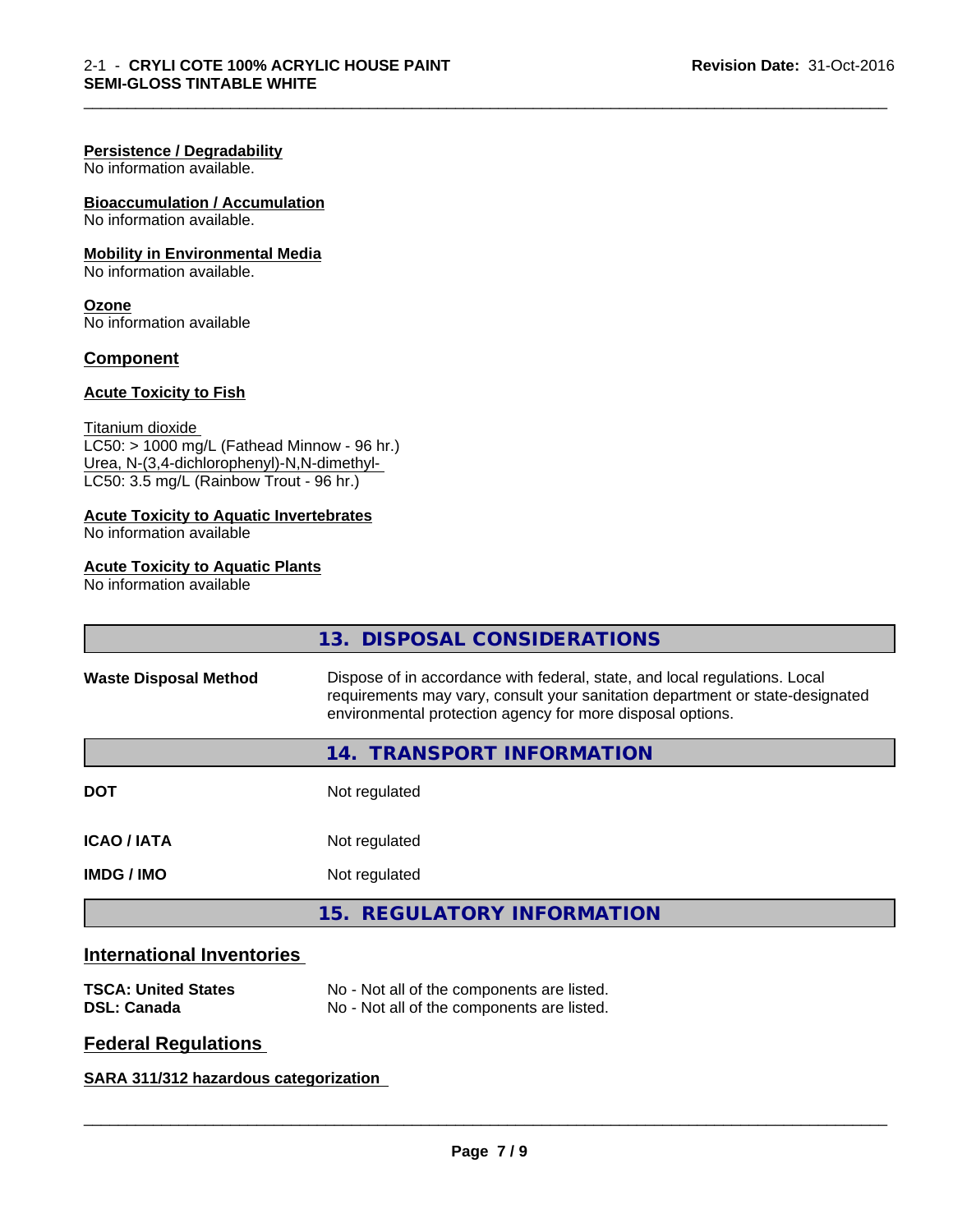**Persistence / Degradability**
No information available.

**Bioaccumulation / Accumulation**
No information available.

**Mobility in Environmental Media**
No information available.

**Ozone**
No information available

## Component

**Acute Toxicity to Fish**

Titanium dioxide
LC50: > 1000 mg/L (Fathead Minnow - 96 hr.)
Urea, N-(3,4-dichlorophenyl)-N,N-dimethyl-
LC50: 3.5 mg/L (Rainbow Trout - 96 hr.)

**Acute Toxicity to Aquatic Invertebrates**
No information available

**Acute Toxicity to Aquatic Plants**
No information available

## 13. DISPOSAL CONSIDERATIONS

| | |
|---|---|
| **Waste Disposal Method** | Dispose of in accordance with federal, state, and local regulations. Local requirements may vary, consult your sanitation department or state-designated environmental protection agency for more disposal options. |

## 14. TRANSPORT INFORMATION

| | |
|---|---|
| **DOT** | Not regulated |
| **ICAO / IATA** | Not regulated |
| **IMDG / IMO** | Not regulated |

## 15. REGULATORY INFORMATION

### International Inventories

| | |
|---|---|
| **TSCA: United States** | No - Not all of the components are listed. |
| **DSL: Canada** | No - Not all of the components are listed. |

### Federal Regulations

**SARA 311/312 hazardous categorization**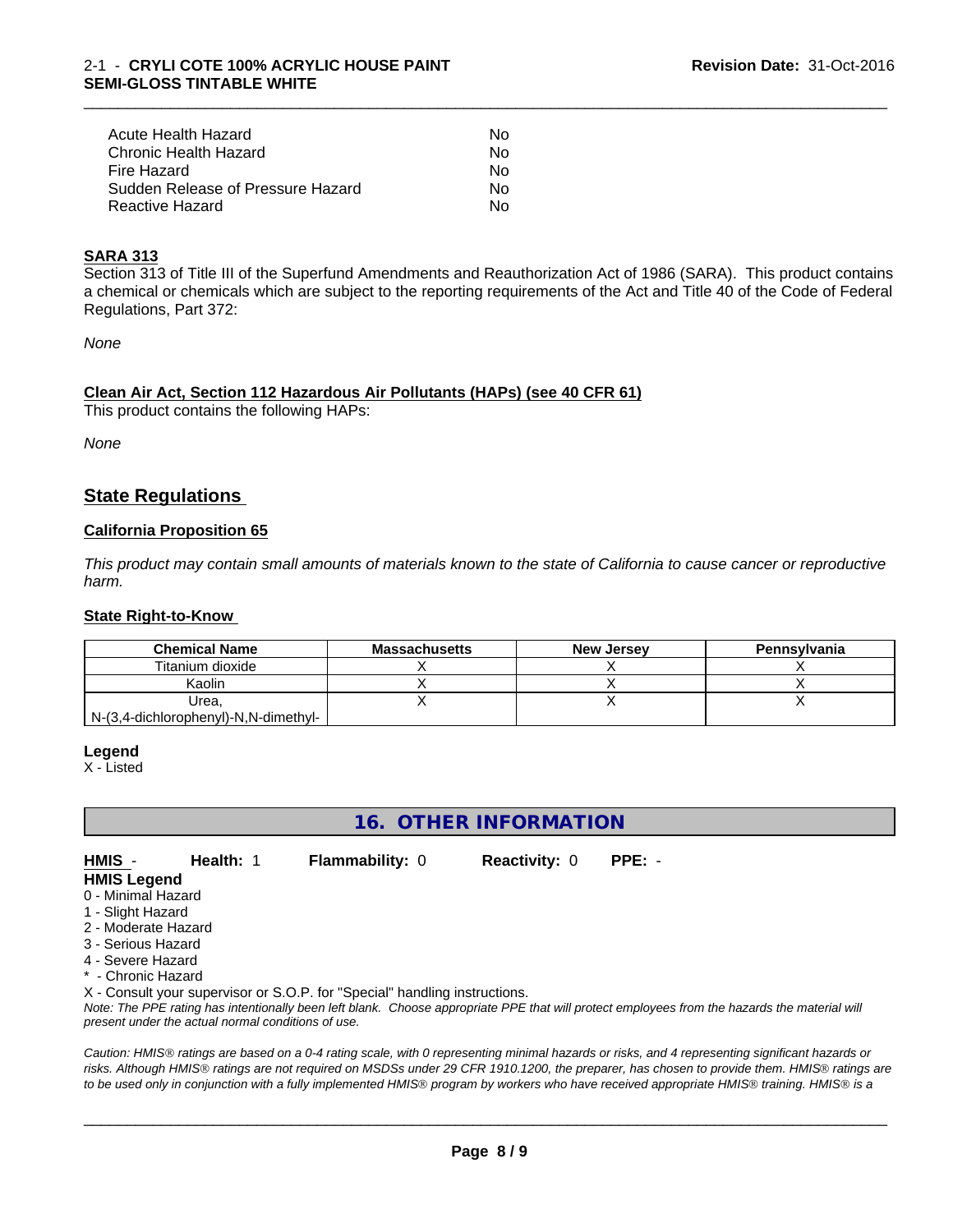| | |
|---|---|
| Acute Health Hazard | No |
| Chronic Health Hazard | No |
| Fire Hazard | No |
| Sudden Release of Pressure Hazard | No |
| Reactive Hazard | No |

**SARA 313**

Section 313 of Title III of the Superfund Amendments and Reauthorization Act of 1986 (SARA). This product contains a chemical or chemicals which are subject to the reporting requirements of the Act and Title 40 of the Code of Federal Regulations, Part 372:

*None*

**Clean Air Act, Section 112 Hazardous Air Pollutants (HAPs) (see 40 CFR 61)**

This product contains the following HAPs:

*None*

## State Regulations

**California Proposition 65**

*This product may contain small amounts of materials known to the state of California to cause cancer or reproductive harm.*

**State Right-to-Know**

| Chemical Name | Massachusetts | New Jersey | Pennsylvania |
|---|---|---|---|
| Titanium dioxide | X | X | X |
| Kaolin | X | X | X |
| Urea, N-(3,4-dichlorophenyl)-N,N-dimethyl- | X | X | X |

**Legend**

X - Listed

## 16. OTHER INFORMATION

**HMIS** - **Health:** 1 **Flammability:** 0 **Reactivity:** 0 **PPE:** -

**HMIS Legend**

0 - Minimal Hazard
1 - Slight Hazard
2 - Moderate Hazard
3 - Serious Hazard
4 - Severe Hazard
* - Chronic Hazard
X - Consult your supervisor or S.O.P. for "Special" handling instructions.

*Note: The PPE rating has intentionally been left blank. Choose appropriate PPE that will protect employees from the hazards the material will present under the actual normal conditions of use.*

*Caution: HMIS® ratings are based on a 0-4 rating scale, with 0 representing minimal hazards or risks, and 4 representing significant hazards or risks. Although HMIS® ratings are not required on MSDSs under 29 CFR 1910.1200, the preparer, has chosen to provide them. HMIS® ratings are to be used only in conjunction with a fully implemented HMIS® program by workers who have received appropriate HMIS® training. HMIS® is a*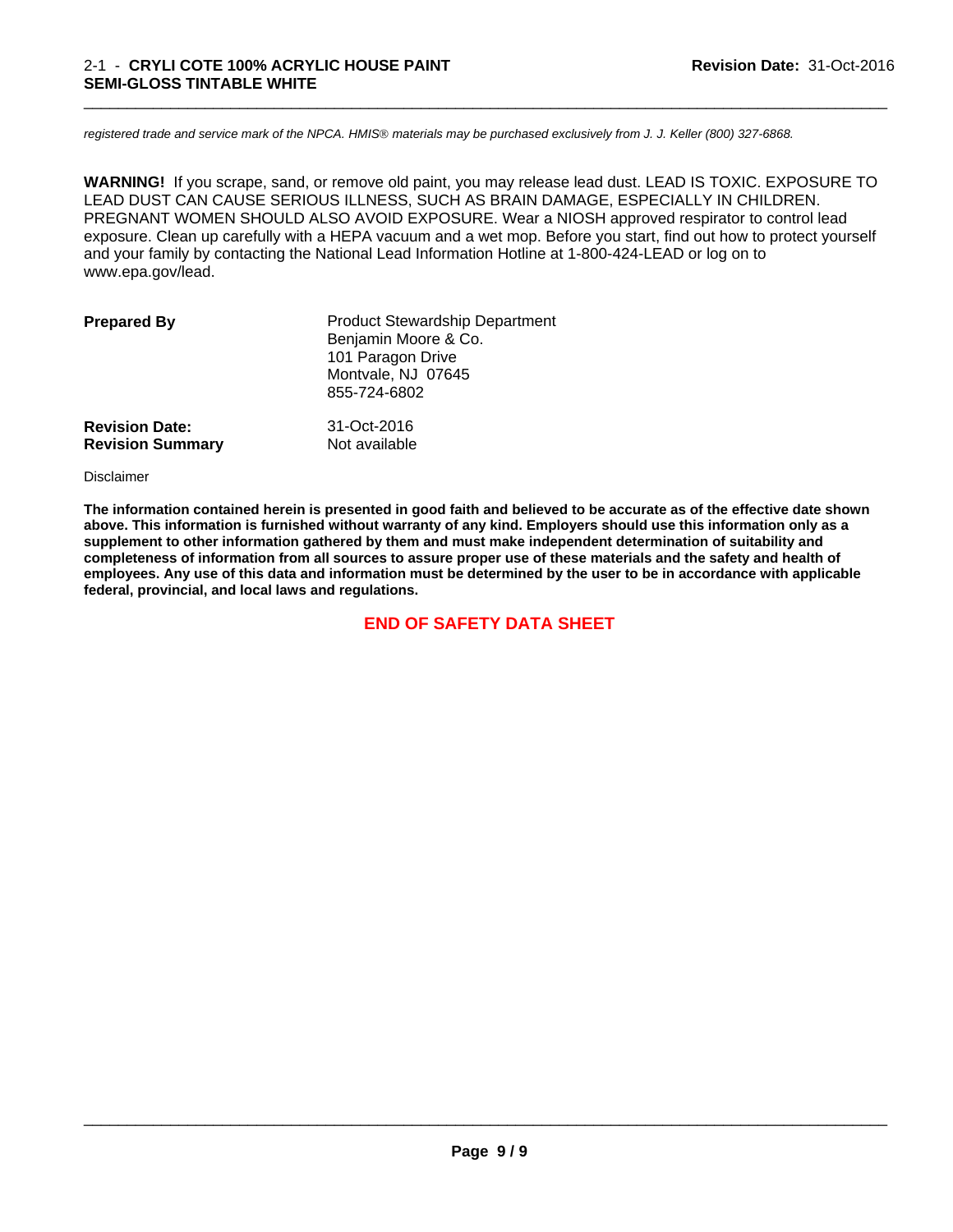*registered trade and service mark of the NPCA. HMIS® materials may be purchased exclusively from J. J. Keller (800) 327-6868.*

**WARNING!** If you scrape, sand, or remove old paint, you may release lead dust. LEAD IS TOXIC. EXPOSURE TO LEAD DUST CAN CAUSE SERIOUS ILLNESS, SUCH AS BRAIN DAMAGE, ESPECIALLY IN CHILDREN. PREGNANT WOMEN SHOULD ALSO AVOID EXPOSURE. Wear a NIOSH approved respirator to control lead exposure. Clean up carefully with a HEPA vacuum and a wet mop. Before you start, find out how to protect yourself and your family by contacting the National Lead Information Hotline at 1-800-424-LEAD or log on to www.epa.gov/lead.

| | |
|---|---|
| **Prepared By** | Product Stewardship Department<br>Benjamin Moore & Co.<br>101 Paragon Drive<br>Montvale, NJ 07645<br>855-724-6802 |
| **Revision Date:** | 31-Oct-2016 |
| **Revision Summary** | Not available |

Disclaimer

**The information contained herein is presented in good faith and believed to be accurate as of the effective date shown above. This information is furnished without warranty of any kind. Employers should use this information only as a supplement to other information gathered by them and must make independent determination of suitability and completeness of information from all sources to assure proper use of these materials and the safety and health of employees. Any use of this data and information must be determined by the user to be in accordance with applicable federal, provincial, and local laws and regulations.**

**END OF SAFETY DATA SHEET**